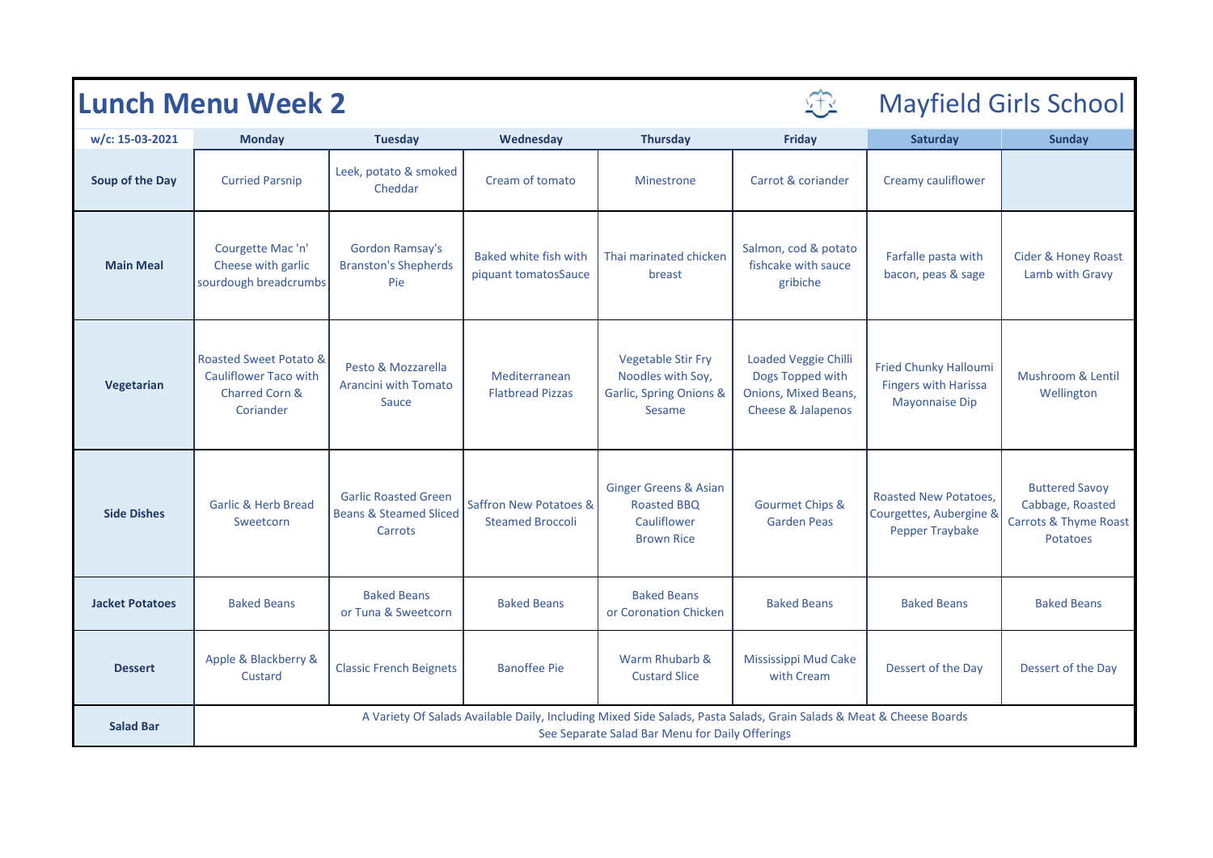# Lunch Menu Week 2

Mayfield Girls School

| w/c: 15-03-2021 | Monday | Tuesday | Wednesday | Thursday | Friday | Saturday | Sunday |
|---|---|---|---|---|---|---|---|
| **Soup of the Day** | Curried Parsnip | Leek, potato & smoked Cheddar | Cream of tomato | Minestrone | Carrot & coriander | Creamy cauliflower | |
| **Main Meal** | Courgette Mac 'n' Cheese with garlic sourdough breadcrumbs | Gordon Ramsay's Branston's Shepherds Pie | Baked white fish with piquant tomatosSauce | Thai marinated chicken breast | Salmon, cod & potato fishcake with sauce gribiche | Farfalle pasta with bacon, peas & sage | Cider & Honey Roast Lamb with Gravy |
| **Vegetarian** | Roasted Sweet Potato & Cauliflower Taco with Charred Corn & Coriander | Pesto & Mozzarella Arancini with Tomato Sauce | Mediterranean Flatbread Pizzas | Vegetable Stir Fry Noodles with Soy, Garlic, Spring Onions & Sesame | Loaded Veggie Chilli Dogs Topped with Onions, Mixed Beans, Cheese & Jalapenos | Fried Chunky Halloumi Fingers with Harissa Mayonnaise Dip | Mushroom & Lentil Wellington |
| **Side Dishes** | Garlic & Herb Bread Sweetcorn | Garlic Roasted Green Beans & Steamed Sliced Carrots | Saffron New Potatoes & Steamed Broccoli | Ginger Greens & Asian Roasted BBQ Cauliflower Brown Rice | Gourmet Chips & Garden Peas | Roasted New Potatoes, Courgettes, Aubergine & Pepper Traybake | Buttered Savoy Cabbage, Roasted Carrots & Thyme Roast Potatoes |
| **Jacket Potatoes** | Baked Beans | Baked Beans or Tuna & Sweetcorn | Baked Beans | Baked Beans or Coronation Chicken | Baked Beans | Baked Beans | Baked Beans |
| **Dessert** | Apple & Blackberry & Custard | Classic French Beignets | Banoffee Pie | Warm Rhubarb & Custard Slice | Mississippi Mud Cake with Cream | Dessert of the Day | Dessert of the Day |
| **Salad Bar** | A Variety Of Salads Available Daily, Including Mixed Side Salads, Pasta Salads, Grain Salads & Meat & Cheese Boards. See Separate Salad Bar Menu for Daily Offerings | | | | | | |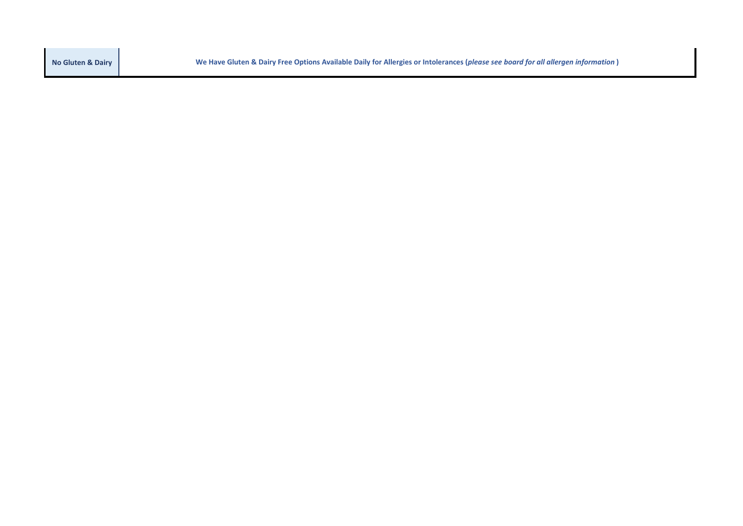| | |
|---|---|
| **No Gluten & Dairy** | **We Have Gluten & Dairy Free Options Available Daily for Allergies or Intolerances (*please see board for all allergen information* )** |